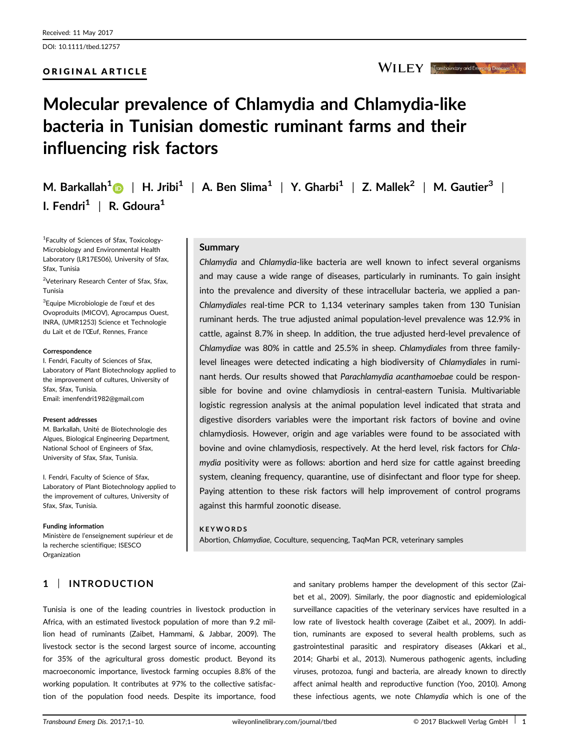Received: 11 May 2017

DOI: 10.1111/tbed.12757

ORIGINAL ARTICLE

# Molecular prevalence of Chlamydia and Chlamydia-like bacteria in Tunisian domestic ruminant farms and their influencing risk factors

**M. Barkallah[1] | H. Jribi[1] | A. Ben Slima[1] | Y. Gharbi[1] | Z. Mallek[2] | M. Gautier[3] | I. Fendri[1] | R. Gdoura[1]**

[1]Faculty of Sciences of Sfax, Toxicology-Microbiology and Environmental Health Laboratory (LR17ES06), University of Sfax, Sfax, Tunisia

[2]Veterinary Research Center of Sfax, Sfax, Tunisia

[3]Equipe Microbiologie de l'œuf et des Ovoproduits (MICOV), Agrocampus Ouest, INRA, (UMR1253) Science et Technologie du Lait et de l'Œuf, Rennes, France

**Correspondence**
I. Fendri, Faculty of Sciences of Sfax, Laboratory of Plant Biotechnology applied to the improvement of cultures, University of Sfax, Sfax, Tunisia.
Email: imenfendri1982@gmail.com

**Present addresses**
M. Barkallah, Unité de Biotechnologie des Algues, Biological Engineering Department, National School of Engineers of Sfax, University of Sfax, Sfax, Tunisia.

I. Fendri, Faculty of Science of Sfax, Laboratory of Plant Biotechnology applied to the improvement of cultures, University of Sfax, Sfax, Tunisia.

**Funding information**
Ministère de l'enseignement supérieur et de la recherche scientifique; ISESCO Organization

## Summary

*Chlamydia* and *Chlamydia*-like bacteria are well known to infect several organisms and may cause a wide range of diseases, particularly in ruminants. To gain insight into the prevalence and diversity of these intracellular bacteria, we applied a pan-*Chlamydiales* real-time PCR to 1,134 veterinary samples taken from 130 Tunisian ruminant herds. The true adjusted animal population-level prevalence was 12.9% in cattle, against 8.7% in sheep. In addition, the true adjusted herd-level prevalence of *Chlamydiae* was 80% in cattle and 25.5% in sheep. *Chlamydiales* from three family-level lineages were detected indicating a high biodiversity of *Chlamydiales* in ruminant herds. Our results showed that *Parachlamydia acanthamoebae* could be responsible for bovine and ovine chlamydiosis in central-eastern Tunisia. Multivariable logistic regression analysis at the animal population level indicated that strata and digestive disorders variables were the important risk factors of bovine and ovine chlamydiosis. However, origin and age variables were found to be associated with bovine and ovine chlamydiosis, respectively. At the herd level, risk factors for *Chlamydia* positivity were as follows: abortion and herd size for cattle against breeding system, cleaning frequency, quarantine, use of disinfectant and floor type for sheep. Paying attention to these risk factors will help improvement of control programs against this harmful zoonotic disease.

**KEYWORDS**

Abortion, *Chlamydiae*, Coculture, sequencing, TaqMan PCR, veterinary samples

## 1 | INTRODUCTION

Tunisia is one of the leading countries in livestock production in Africa, with an estimated livestock population of more than 9.2 million head of ruminants (Zaibet, Hammami, & Jabbar, 2009). The livestock sector is the second largest source of income, accounting for 35% of the agricultural gross domestic product. Beyond its macroeconomic importance, livestock farming occupies 8.8% of the working population. It contributes at 97% to the collective satisfaction of the population food needs. Despite its importance, food and sanitary problems hamper the development of this sector (Zaibet et al., 2009). Similarly, the poor diagnostic and epidemiological surveillance capacities of the veterinary services have resulted in a low rate of livestock health coverage (Zaibet et al., 2009). In addition, ruminants are exposed to several health problems, such as gastrointestinal parasitic and respiratory diseases (Akkari et al., 2014; Gharbi et al., 2013). Numerous pathogenic agents, including viruses, protozoa, fungi and bacteria, are already known to directly affect animal health and reproductive function (Yoo, 2010). Among these infectious agents, we note *Chlamydia* which is one of the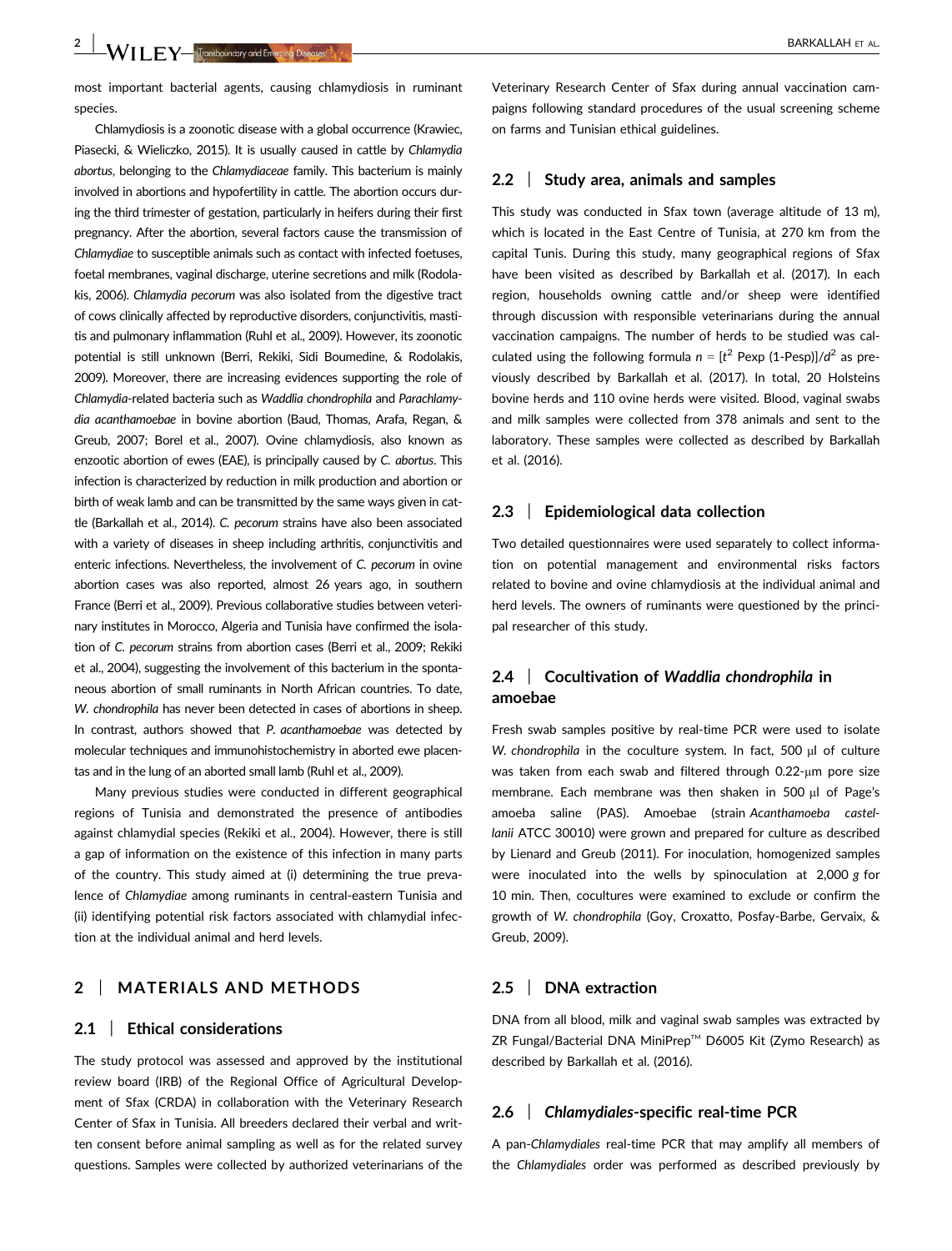most important bacterial agents, causing chlamydiosis in ruminant species.

Chlamydiosis is a zoonotic disease with a global occurrence (Krawiec, Piasecki, & Wieliczko, 2015). It is usually caused in cattle by *Chlamydia abortus*, belonging to the *Chlamydiaceae* family. This bacterium is mainly involved in abortions and hypofertility in cattle. The abortion occurs during the third trimester of gestation, particularly in heifers during their first pregnancy. After the abortion, several factors cause the transmission of *Chlamydiae* to susceptible animals such as contact with infected foetuses, foetal membranes, vaginal discharge, uterine secretions and milk (Rodolakis, 2006). *Chlamydia pecorum* was also isolated from the digestive tract of cows clinically affected by reproductive disorders, conjunctivitis, mastitis and pulmonary inflammation (Ruhl et al., 2009). However, its zoonotic potential is still unknown (Berri, Rekiki, Sidi Boumedine, & Rodolakis, 2009). Moreover, there are increasing evidences supporting the role of *Chlamydia*-related bacteria such as *Waddlia chondrophila* and *Parachlamydia acanthamoebae* in bovine abortion (Baud, Thomas, Arafa, Regan, & Greub, 2007; Borel et al., 2007). Ovine chlamydiosis, also known as enzootic abortion of ewes (EAE), is principally caused by *C. abortus*. This infection is characterized by reduction in milk production and abortion or birth of weak lamb and can be transmitted by the same ways given in cattle (Barkallah et al., 2014). *C. pecorum* strains have also been associated with a variety of diseases in sheep including arthritis, conjunctivitis and enteric infections. Nevertheless, the involvement of *C. pecorum* in ovine abortion cases was also reported, almost 26 years ago, in southern France (Berri et al., 2009). Previous collaborative studies between veterinary institutes in Morocco, Algeria and Tunisia have confirmed the isolation of *C. pecorum* strains from abortion cases (Berri et al., 2009; Rekiki et al., 2004), suggesting the involvement of this bacterium in the spontaneous abortion of small ruminants in North African countries. To date, *W. chondrophila* has never been detected in cases of abortions in sheep. In contrast, authors showed that *P. acanthamoebae* was detected by molecular techniques and immunohistochemistry in aborted ewe placentas and in the lung of an aborted small lamb (Ruhl et al., 2009).

Many previous studies were conducted in different geographical regions of Tunisia and demonstrated the presence of antibodies against chlamydial species (Rekiki et al., 2004). However, there is still a gap of information on the existence of this infection in many parts of the country. This study aimed at (i) determining the true prevalence of *Chlamydiae* among ruminants in central-eastern Tunisia and (ii) identifying potential risk factors associated with chlamydial infection at the individual animal and herd levels.

## 2 | MATERIALS AND METHODS

### 2.1 | Ethical considerations

The study protocol was assessed and approved by the institutional review board (IRB) of the Regional Office of Agricultural Development of Sfax (CRDA) in collaboration with the Veterinary Research Center of Sfax in Tunisia. All breeders declared their verbal and written consent before animal sampling as well as for the related survey questions. Samples were collected by authorized veterinarians of the Veterinary Research Center of Sfax during annual vaccination campaigns following standard procedures of the usual screening scheme on farms and Tunisian ethical guidelines.

### 2.2 | Study area, animals and samples

This study was conducted in Sfax town (average altitude of 13 m), which is located in the East Centre of Tunisia, at 270 km from the capital Tunis. During this study, many geographical regions of Sfax have been visited as described by Barkallah et al. (2017). In each region, households owning cattle and/or sheep were identified through discussion with responsible veterinarians during the annual vaccination campaigns. The number of herds to be studied was calculated using the following formula $n = [t^2 \text{ Pexp } (1\text{-Pesp})]/d^2$ as previously described by Barkallah et al. (2017). In total, 20 Holsteins bovine herds and 110 ovine herds were visited. Blood, vaginal swabs and milk samples were collected from 378 animals and sent to the laboratory. These samples were collected as described by Barkallah et al. (2016).

### 2.3 | Epidemiological data collection

Two detailed questionnaires were used separately to collect information on potential management and environmental risks factors related to bovine and ovine chlamydiosis at the individual animal and herd levels. The owners of ruminants were questioned by the principal researcher of this study.

### 2.4 | Cocultivation of *Waddlia chondrophila* in amoebae

Fresh swab samples positive by real-time PCR were used to isolate *W. chondrophila* in the coculture system. In fact, 500 μl of culture was taken from each swab and filtered through 0.22-μm pore size membrane. Each membrane was then shaken in 500 μl of Page's amoeba saline (PAS). Amoebae (strain *Acanthamoeba castellanii* ATCC 30010) were grown and prepared for culture as described by Lienard and Greub (2011). For inoculation, homogenized samples were inoculated into the wells by spinoculation at 2,000 *g* for 10 min. Then, cocultures were examined to exclude or confirm the growth of *W. chondrophila* (Goy, Croxatto, Posfay-Barbe, Gervaix, & Greub, 2009).

### 2.5 | DNA extraction

DNA from all blood, milk and vaginal swab samples was extracted by ZR Fungal/Bacterial DNA MiniPrep™ D6005 Kit (Zymo Research) as described by Barkallah et al. (2016).

### 2.6 | *Chlamydiales*-specific real-time PCR

A pan-*Chlamydiales* real-time PCR that may amplify all members of the *Chlamydiales* order was performed as described previously by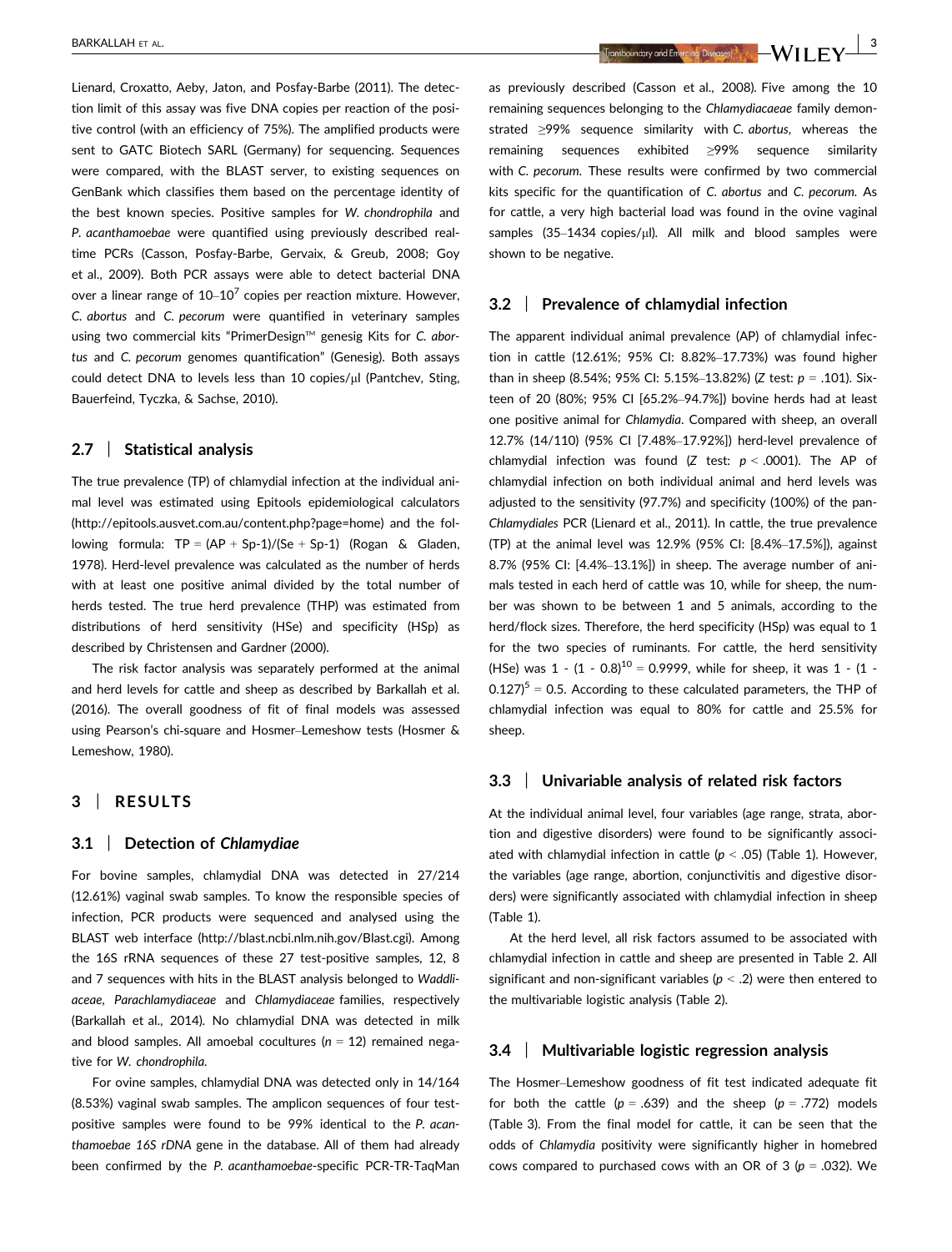Lienard, Croxatto, Aeby, Jaton, and Posfay-Barbe (2011). The detection limit of this assay was five DNA copies per reaction of the positive control (with an efficiency of 75%). The amplified products were sent to GATC Biotech SARL (Germany) for sequencing. Sequences were compared, with the BLAST server, to existing sequences on GenBank which classifies them based on the percentage identity of the best known species. Positive samples for *W. chondrophila* and *P. acanthamoebae* were quantified using previously described real-time PCRs (Casson, Posfay-Barbe, Gervaix, & Greub, 2008; Goy et al., 2009). Both PCR assays were able to detect bacterial DNA over a linear range of $10–10^7$ copies per reaction mixture. However, *C. abortus* and *C. pecorum* were quantified in veterinary samples using two commercial kits "PrimerDesign™ genesig Kits for *C. abortus* and *C. pecorum* genomes quantification" (Genesig). Both assays could detect DNA to levels less than 10 copies/μl (Pantchev, Sting, Bauerfeind, Tyczka, & Sachse, 2010).

### 2.7 | Statistical analysis

The true prevalence (TP) of chlamydial infection at the individual animal level was estimated using Epitools epidemiological calculators (http://epitools.ausvet.com.au/content.php?page=home) and the following formula: TP = (AP + Sp-1)/(Se + Sp-1) (Rogan & Gladen, 1978). Herd-level prevalence was calculated as the number of herds with at least one positive animal divided by the total number of herds tested. The true herd prevalence (THP) was estimated from distributions of herd sensitivity (HSe) and specificity (HSp) as described by Christensen and Gardner (2000).

The risk factor analysis was separately performed at the animal and herd levels for cattle and sheep as described by Barkallah et al. (2016). The overall goodness of fit of final models was assessed using Pearson's chi-square and Hosmer–Lemeshow tests (Hosmer & Lemeshow, 1980).

## 3 | RESULTS

### 3.1 | Detection of *Chlamydiae*

For bovine samples, chlamydial DNA was detected in 27/214 (12.61%) vaginal swab samples. To know the responsible species of infection, PCR products were sequenced and analysed using the BLAST web interface (http://blast.ncbi.nlm.nih.gov/Blast.cgi). Among the 16S rRNA sequences of these 27 test-positive samples, 12, 8 and 7 sequences with hits in the BLAST analysis belonged to *Waddliaceae*, *Parachlamydiaceae* and *Chlamydiaceae* families, respectively (Barkallah et al., 2014). No chlamydial DNA was detected in milk and blood samples. All amoebal cocultures ($n = 12$) remained negative for *W. chondrophila*.

For ovine samples, chlamydial DNA was detected only in 14/164 (8.53%) vaginal swab samples. The amplicon sequences of four test-positive samples were found to be 99% identical to the *P. acanthamoebae 16S rDNA* gene in the database. All of them had already been confirmed by the *P. acanthamoebae*-specific PCR-TR-TaqMan as previously described (Casson et al., 2008). Five among the 10 remaining sequences belonging to the *Chlamydiacaeae* family demonstrated ≥99% sequence similarity with *C. abortus*, whereas the remaining sequences exhibited ≥99% sequence similarity with *C. pecorum*. These results were confirmed by two commercial kits specific for the quantification of *C. abortus* and *C. pecorum*. As for cattle, a very high bacterial load was found in the ovine vaginal samples (35–1434 copies/μl). All milk and blood samples were shown to be negative.

### 3.2 | Prevalence of chlamydial infection

The apparent individual animal prevalence (AP) of chlamydial infection in cattle (12.61%; 95% CI: 8.82%–17.73%) was found higher than in sheep (8.54%; 95% CI: 5.15%–13.82%) (*Z* test: $p = .101$). Sixteen of 20 (80%; 95% CI [65.2%–94.7%]) bovine herds had at least one positive animal for *Chlamydia*. Compared with sheep, an overall 12.7% (14/110) (95% CI [7.48%–17.92%]) herd-level prevalence of chlamydial infection was found (*Z* test: $p < .0001$). The AP of chlamydial infection on both individual animal and herd levels was adjusted to the sensitivity (97.7%) and specificity (100%) of the pan-*Chlamydiales* PCR (Lienard et al., 2011). In cattle, the true prevalence (TP) at the animal level was 12.9% (95% CI: [8.4%–17.5%]), against 8.7% (95% CI: [4.4%–13.1%]) in sheep. The average number of animals tested in each herd of cattle was 10, while for sheep, the number was shown to be between 1 and 5 animals, according to the herd/flock sizes. Therefore, the herd specificity (HSp) was equal to 1 for the two species of ruminants. For cattle, the herd sensitivity (HSe) was $1 - (1 - 0.8)^{10} = 0.9999$, while for sheep, it was $1 - (1 - 0.127)^5 = 0.5$. According to these calculated parameters, the THP of chlamydial infection was equal to 80% for cattle and 25.5% for sheep.

### 3.3 | Univariable analysis of related risk factors

At the individual animal level, four variables (age range, strata, abortion and digestive disorders) were found to be significantly associated with chlamydial infection in cattle ($p < .05$) (Table 1). However, the variables (age range, abortion, conjunctivitis and digestive disorders) were significantly associated with chlamydial infection in sheep (Table 1).

At the herd level, all risk factors assumed to be associated with chlamydial infection in cattle and sheep are presented in Table 2. All significant and non-significant variables ($p < .2$) were then entered to the multivariable logistic analysis (Table 2).

### 3.4 | Multivariable logistic regression analysis

The Hosmer–Lemeshow goodness of fit test indicated adequate fit for both the cattle ($p = .639$) and the sheep ($p = .772$) models (Table 3). From the final model for cattle, it can be seen that the odds of *Chlamydia* positivity were significantly higher in homebred cows compared to purchased cows with an OR of 3 ($p = .032$). We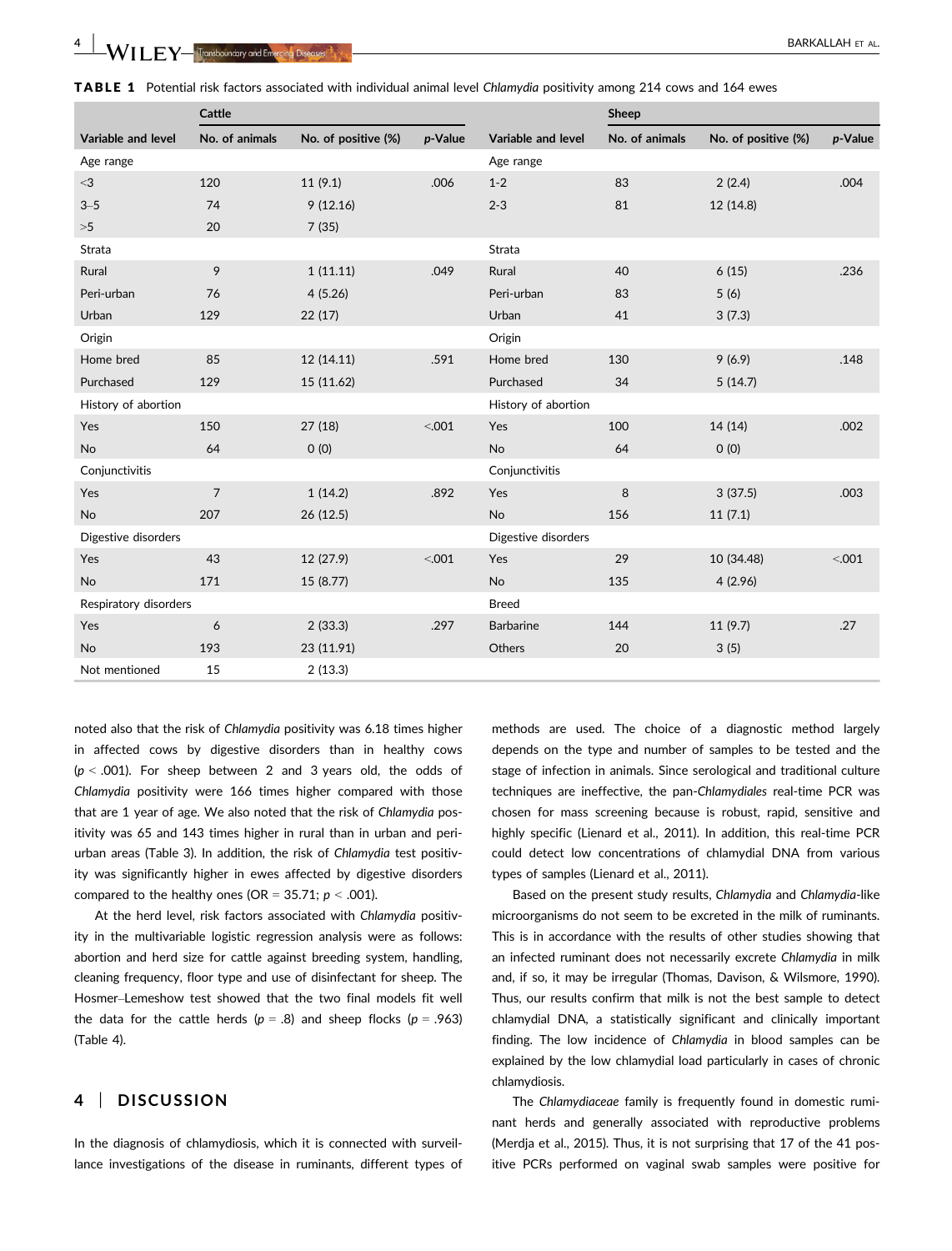**TABLE 1** Potential risk factors associated with individual animal level *Chlamydia* positivity among 214 cows and 164 ewes

| Cattle | | | | Sheep | | | |
|---|---|---|---|---|---|---|---|
| Variable and level | No. of animals | No. of positive (%) | *p*-Value | Variable and level | No. of animals | No. of positive (%) | *p*-Value |
| Age range | | | | Age range | | | |
| <3 | 120 | 11 (9.1) | .006 | 1-2 | 83 | 2 (2.4) | .004 |
| 3–5 | 74 | 9 (12.16) | | 2-3 | 81 | 12 (14.8) | |
| >5 | 20 | 7 (35) | | | | | |
| Strata | | | | Strata | | | |
| Rural | 9 | 1 (11.11) | .049 | Rural | 40 | 6 (15) | .236 |
| Peri-urban | 76 | 4 (5.26) | | Peri-urban | 83 | 5 (6) | |
| Urban | 129 | 22 (17) | | Urban | 41 | 3 (7.3) | |
| Origin | | | | Origin | | | |
| Home bred | 85 | 12 (14.11) | .591 | Home bred | 130 | 9 (6.9) | .148 |
| Purchased | 129 | 15 (11.62) | | Purchased | 34 | 5 (14.7) | |
| History of abortion | | | | History of abortion | | | |
| Yes | 150 | 27 (18) | <.001 | Yes | 100 | 14 (14) | .002 |
| No | 64 | 0 (0) | | No | 64 | 0 (0) | |
| Conjunctivitis | | | | Conjunctivitis | | | |
| Yes | 7 | 1 (14.2) | .892 | Yes | 8 | 3 (37.5) | .003 |
| No | 207 | 26 (12.5) | | No | 156 | 11 (7.1) | |
| Digestive disorders | | | | Digestive disorders | | | |
| Yes | 43 | 12 (27.9) | <.001 | Yes | 29 | 10 (34.48) | <.001 |
| No | 171 | 15 (8.77) | | No | 135 | 4 (2.96) | |
| Respiratory disorders | | | | Breed | | | |
| Yes | 6 | 2 (33.3) | .297 | Barbarine | 144 | 11 (9.7) | .27 |
| No | 193 | 23 (11.91) | | Others | 20 | 3 (5) | |
| Not mentioned | 15 | 2 (13.3) | | | | | |

noted also that the risk of *Chlamydia* positivity was 6.18 times higher in affected cows by digestive disorders than in healthy cows ($p < .001$). For sheep between 2 and 3 years old, the odds of *Chlamydia* positivity were 166 times higher compared with those that are 1 year of age. We also noted that the risk of *Chlamydia* positivity was 65 and 143 times higher in rural than in urban and peri-urban areas (Table 3). In addition, the risk of *Chlamydia* test positivity was significantly higher in ewes affected by digestive disorders compared to the healthy ones (OR = 35.71; $p < .001$).

At the herd level, risk factors associated with *Chlamydia* positivity in the multivariable logistic regression analysis were as follows: abortion and herd size for cattle against breeding system, handling, cleaning frequency, floor type and use of disinfectant for sheep. The Hosmer–Lemeshow test showed that the two final models fit well the data for the cattle herds ($p = .8$) and sheep flocks ($p = .963$) (Table 4).

## 4 | DISCUSSION

In the diagnosis of chlamydiosis, which it is connected with surveillance investigations of the disease in ruminants, different types of methods are used. The choice of a diagnostic method largely depends on the type and number of samples to be tested and the stage of infection in animals. Since serological and traditional culture techniques are ineffective, the pan-*Chlamydiales* real-time PCR was chosen for mass screening because is robust, rapid, sensitive and highly specific (Lienard et al., 2011). In addition, this real-time PCR could detect low concentrations of chlamydial DNA from various types of samples (Lienard et al., 2011).

Based on the present study results, *Chlamydia* and *Chlamydia*-like microorganisms do not seem to be excreted in the milk of ruminants. This is in accordance with the results of other studies showing that an infected ruminant does not necessarily excrete *Chlamydia* in milk and, if so, it may be irregular (Thomas, Davison, & Wilsmore, 1990). Thus, our results confirm that milk is not the best sample to detect chlamydial DNA, a statistically significant and clinically important finding. The low incidence of *Chlamydia* in blood samples can be explained by the low chlamydial load particularly in cases of chronic chlamydiosis.

The *Chlamydiaceae* family is frequently found in domestic ruminant herds and generally associated with reproductive problems (Merdja et al., 2015). Thus, it is not surprising that 17 of the 41 positive PCRs performed on vaginal swab samples were positive for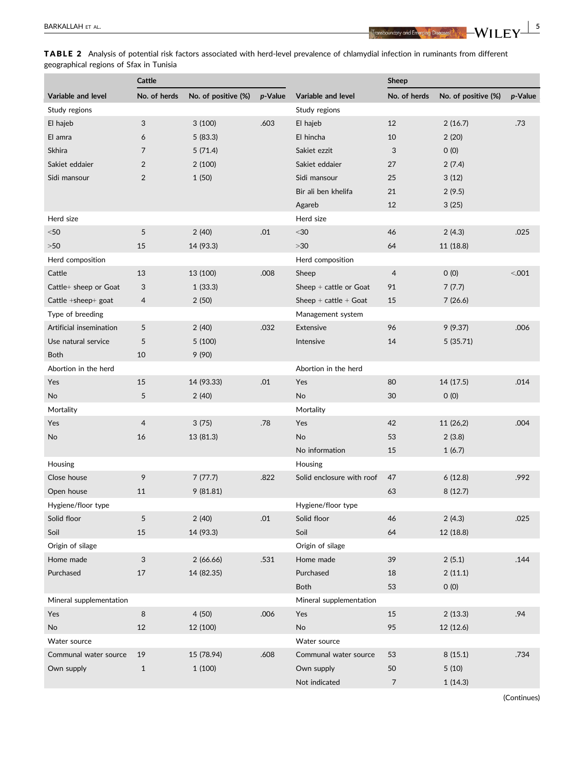**TABLE 2** Analysis of potential risk factors associated with herd-level prevalence of chlamydial infection in ruminants from different geographical regions of Sfax in Tunisia

| | Cattle | | | | Sheep | | |
|---|---|---|---|---|---|---|---|
| **Variable and level** | **No. of herds** | **No. of positive (%)** | ***p*-Value** | **Variable and level** | **No. of herds** | **No. of positive (%)** | ***p*-Value** |
| Study regions | | | | Study regions | | | |
| El hajeb | 3 | 3 (100) | .603 | El hajeb | 12 | 2 (16.7) | .73 |
| El amra | 6 | 5 (83.3) | | El hincha | 10 | 2 (20) | |
| Skhira | 7 | 5 (71.4) | | Sakiet ezzit | 3 | 0 (0) | |
| Sakiet eddaier | 2 | 2 (100) | | Sakiet eddaier | 27 | 2 (7.4) | |
| Sidi mansour | 2 | 1 (50) | | Sidi mansour | 25 | 3 (12) | |
| | | | | Bir ali ben khelifa | 21 | 2 (9.5) | |
| | | | | Agareb | 12 | 3 (25) | |
| Herd size | | | | Herd size | | | |
| <50 | 5 | 2 (40) | .01 | <30 | 46 | 2 (4.3) | .025 |
| >50 | 15 | 14 (93.3) | | >30 | 64 | 11 (18.8) | |
| Herd composition | | | | Herd composition | | | |
| Cattle | 13 | 13 (100) | .008 | Sheep | 4 | 0 (0) | <.001 |
| Cattle+ sheep or Goat | 3 | 1 (33.3) | | Sheep + cattle or Goat | 91 | 7 (7.7) | |
| Cattle +sheep+ goat | 4 | 2 (50) | | Sheep + cattle + Goat | 15 | 7 (26.6) | |
| Type of breeding | | | | Management system | | | |
| Artificial insemination | 5 | 2 (40) | .032 | Extensive | 96 | 9 (9.37) | .006 |
| Use natural service | 5 | 5 (100) | | Intensive | 14 | 5 (35.71) | |
| Both | 10 | 9 (90) | | | | | |
| Abortion in the herd | | | | Abortion in the herd | | | |
| Yes | 15 | 14 (93.33) | .01 | Yes | 80 | 14 (17.5) | .014 |
| No | 5 | 2 (40) | | No | 30 | 0 (0) | |
| Mortality | | | | Mortality | | | |
| Yes | 4 | 3 (75) | .78 | Yes | 42 | 11 (26,2) | .004 |
| No | 16 | 13 (81.3) | | No | 53 | 2 (3.8) | |
| | | | | No information | 15 | 1 (6.7) | |
| Housing | | | | Housing | | | |
| Close house | 9 | 7 (77.7) | .822 | Solid enclosure with roof | 47 | 6 (12.8) | .992 |
| Open house | 11 | 9 (81.81) | | | 63 | 8 (12.7) | |
| Hygiene/floor type | | | | Hygiene/floor type | | | |
| Solid floor | 5 | 2 (40) | .01 | Solid floor | 46 | 2 (4.3) | .025 |
| Soil | 15 | 14 (93.3) | | Soil | 64 | 12 (18.8) | |
| Origin of silage | | | | Origin of silage | | | |
| Home made | 3 | 2 (66.66) | .531 | Home made | 39 | 2 (5.1) | .144 |
| Purchased | 17 | 14 (82.35) | | Purchased | 18 | 2 (11.1) | |
| | | | | Both | 53 | 0 (0) | |
| Mineral supplementation | | | | Mineral supplementation | | | |
| Yes | 8 | 4 (50) | .006 | Yes | 15 | 2 (13.3) | .94 |
| No | 12 | 12 (100) | | No | 95 | 12 (12.6) | |
| Water source | | | | Water source | | | |
| Communal water source | 19 | 15 (78.94) | .608 | Communal water source | 53 | 8 (15.1) | .734 |
| Own supply | 1 | 1 (100) | | Own supply | 50 | 5 (10) | |
| | | | | Not indicated | 7 | 1 (14.3) | |

(Continues)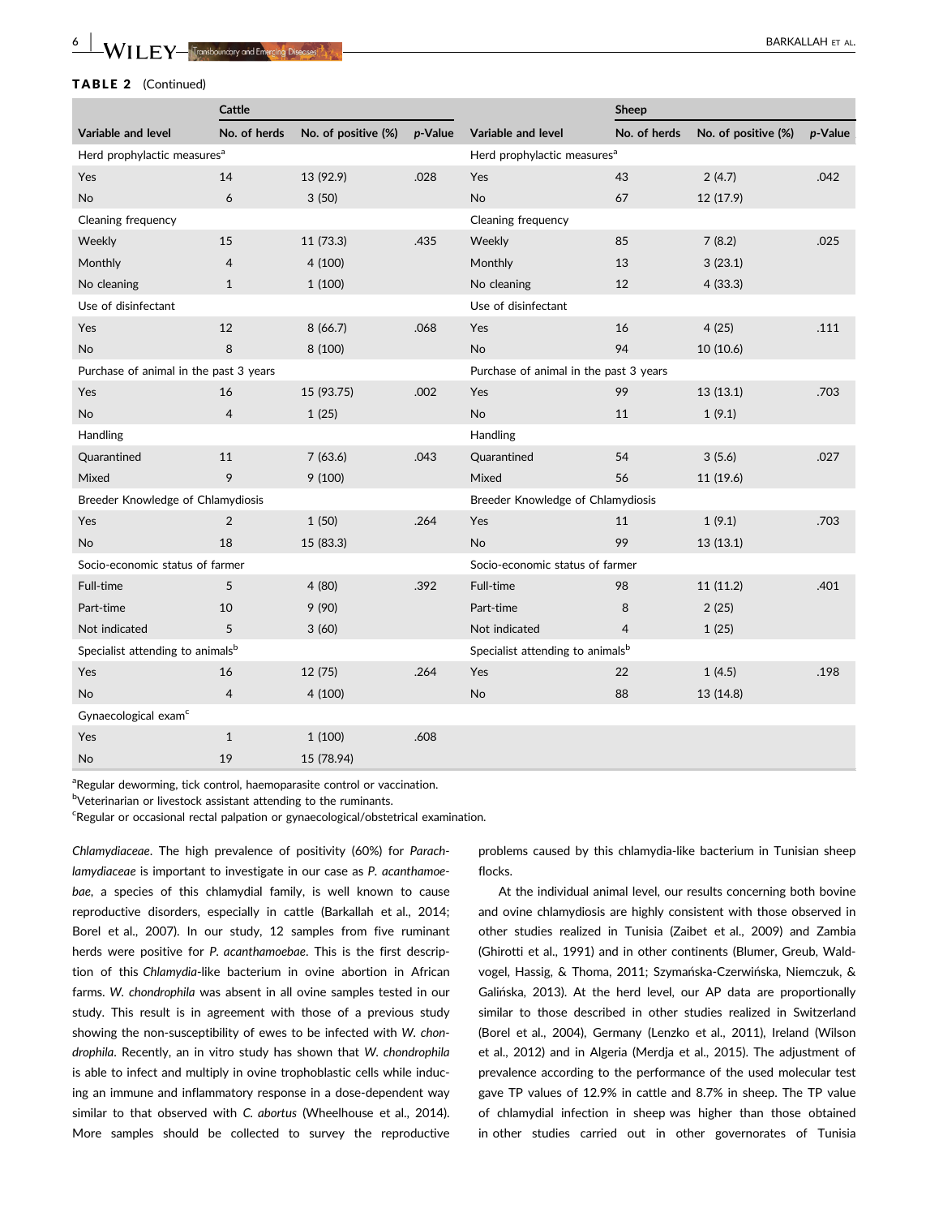**TABLE 2** (Continued)

| Cattle | | | | Sheep | | | |
|---|---|---|---|---|---|---|---|
| Variable and level | No. of herds | No. of positive (%) | *p*-Value | Variable and level | No. of herds | No. of positive (%) | *p*-Value |
| Herd prophylactic measures[a] | | | | Herd prophylactic measures[a] | | | |
| Yes | 14 | 13 (92.9) | .028 | Yes | 43 | 2 (4.7) | .042 |
| No | 6 | 3 (50) | | No | 67 | 12 (17.9) | |
| Cleaning frequency | | | | Cleaning frequency | | | |
| Weekly | 15 | 11 (73.3) | .435 | Weekly | 85 | 7 (8.2) | .025 |
| Monthly | 4 | 4 (100) | | Monthly | 13 | 3 (23.1) | |
| No cleaning | 1 | 1 (100) | | No cleaning | 12 | 4 (33.3) | |
| Use of disinfectant | | | | Use of disinfectant | | | |
| Yes | 12 | 8 (66.7) | .068 | Yes | 16 | 4 (25) | .111 |
| No | 8 | 8 (100) | | No | 94 | 10 (10.6) | |
| Purchase of animal in the past 3 years | | | | Purchase of animal in the past 3 years | | | |
| Yes | 16 | 15 (93.75) | .002 | Yes | 99 | 13 (13.1) | .703 |
| No | 4 | 1 (25) | | No | 11 | 1 (9.1) | |
| Handling | | | | Handling | | | |
| Quarantined | 11 | 7 (63.6) | .043 | Quarantined | 54 | 3 (5.6) | .027 |
| Mixed | 9 | 9 (100) | | Mixed | 56 | 11 (19.6) | |
| Breeder Knowledge of Chlamydiosis | | | | Breeder Knowledge of Chlamydiosis | | | |
| Yes | 2 | 1 (50) | .264 | Yes | 11 | 1 (9.1) | .703 |
| No | 18 | 15 (83.3) | | No | 99 | 13 (13.1) | |
| Socio-economic status of farmer | | | | Socio-economic status of farmer | | | |
| Full-time | 5 | 4 (80) | .392 | Full-time | 98 | 11 (11.2) | .401 |
| Part-time | 10 | 9 (90) | | Part-time | 8 | 2 (25) | |
| Not indicated | 5 | 3 (60) | | Not indicated | 4 | 1 (25) | |
| Specialist attending to animals[b] | | | | Specialist attending to animals[b] | | | |
| Yes | 16 | 12 (75) | .264 | Yes | 22 | 1 (4.5) | .198 |
| No | 4 | 4 (100) | | No | 88 | 13 (14.8) | |
| Gynaecological exam[c] | | | | | | | |
| Yes | 1 | 1 (100) | .608 | | | | |
| No | 19 | 15 (78.94) | | | | | |

[a]Regular deworming, tick control, haemoparasite control or vaccination.
[b]Veterinarian or livestock assistant attending to the ruminants.
[c]Regular or occasional rectal palpation or gynaecological/obstetrical examination.

*Chlamydiaceae*. The high prevalence of positivity (60%) for *Parachlamydiaceae* is important to investigate in our case as *P. acanthamoebae*, a species of this chlamydial family, is well known to cause reproductive disorders, especially in cattle (Barkallah et al., 2014; Borel et al., 2007). In our study, 12 samples from five ruminant herds were positive for *P. acanthamoebae*. This is the first description of this *Chlamydia*-like bacterium in ovine abortion in African farms. *W. chondrophila* was absent in all ovine samples tested in our study. This result is in agreement with those of a previous study showing the non-susceptibility of ewes to be infected with *W. chondrophila*. Recently, an in vitro study has shown that *W. chondrophila* is able to infect and multiply in ovine trophoblastic cells while inducing an immune and inflammatory response in a dose-dependent way similar to that observed with *C. abortus* (Wheelhouse et al., 2014). More samples should be collected to survey the reproductive problems caused by this chlamydia-like bacterium in Tunisian sheep flocks.

At the individual animal level, our results concerning both bovine and ovine chlamydiosis are highly consistent with those observed in other studies realized in Tunisia (Zaibet et al., 2009) and Zambia (Ghirotti et al., 1991) and in other continents (Blumer, Greub, Waldvogel, Hassig, & Thoma, 2011; Szymańska-Czerwińska, Niemczuk, & Galińska, 2013). At the herd level, our AP data are proportionally similar to those described in other studies realized in Switzerland (Borel et al., 2004), Germany (Lenzko et al., 2011), Ireland (Wilson et al., 2012) and in Algeria (Merdja et al., 2015). The adjustment of prevalence according to the performance of the used molecular test gave TP values of 12.9% in cattle and 8.7% in sheep. The TP value of chlamydial infection in sheep was higher than those obtained in other studies carried out in other governorates of Tunisia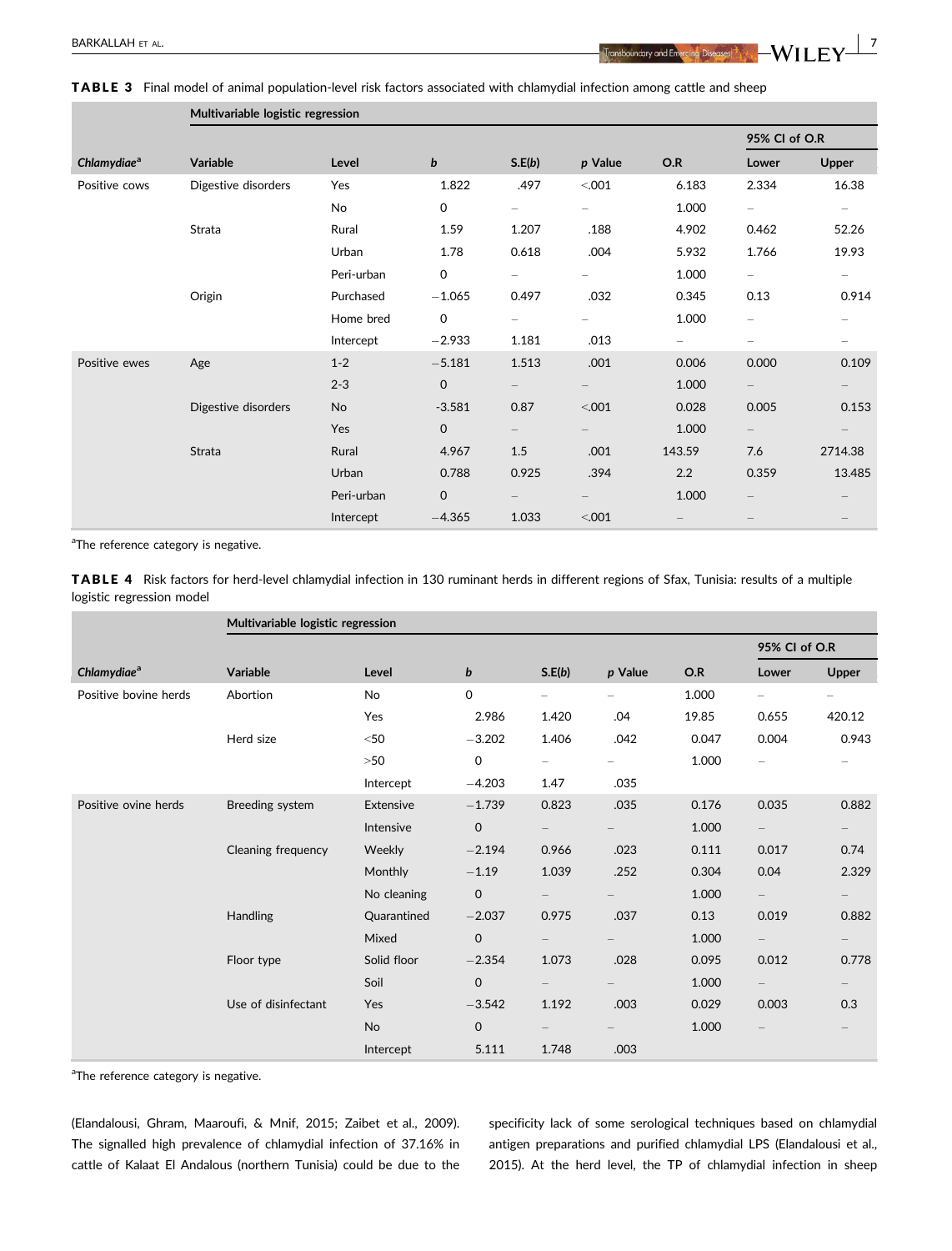**TABLE 3** Final model of animal population-level risk factors associated with chlamydial infection among cattle and sheep

| | Multivariable logistic regression | | | | | | | |
|---|---|---|---|---|---|---|---|---|
| | | | | | | | 95% CI of O.R | |
| *Chlamydiae*[a] | Variable | Level | *b* | S.E(*b*) | *p* Value | O.R | Lower | Upper |
| Positive cows | Digestive disorders | Yes | 1.822 | .497 | <.001 | 6.183 | 2.334 | 16.38 |
| | | No | 0 | – | – | 1.000 | – | – |
| | Strata | Rural | 1.59 | 1.207 | .188 | 4.902 | 0.462 | 52.26 |
| | | Urban | 1.78 | 0.618 | .004 | 5.932 | 1.766 | 19.93 |
| | | Peri-urban | 0 | – | – | 1.000 | – | – |
| | Origin | Purchased | −1.065 | 0.497 | .032 | 0.345 | 0.13 | 0.914 |
| | | Home bred | 0 | – | – | 1.000 | – | – |
| | | Intercept | −2.933 | 1.181 | .013 | – | – | – |
| Positive ewes | Age | 1-2 | −5.181 | 1.513 | .001 | 0.006 | 0.000 | 0.109 |
| | | 2-3 | 0 | – | – | 1.000 | – | – |
| | Digestive disorders | No | -3.581 | 0.87 | <.001 | 0.028 | 0.005 | 0.153 |
| | | Yes | 0 | – | – | 1.000 | – | – |
| | Strata | Rural | 4.967 | 1.5 | .001 | 143.59 | 7.6 | 2714.38 |
| | | Urban | 0.788 | 0.925 | .394 | 2.2 | 0.359 | 13.485 |
| | | Peri-urban | 0 | – | – | 1.000 | – | – |
| | | Intercept | −4.365 | 1.033 | <.001 | – | – | – |

[a]The reference category is negative.

**TABLE 4** Risk factors for herd-level chlamydial infection in 130 ruminant herds in different regions of Sfax, Tunisia: results of a multiple logistic regression model

| | Multivariable logistic regression | | | | | | | |
|---|---|---|---|---|---|---|---|---|
| | | | | | | | 95% CI of O.R | |
| *Chlamydiae*[a] | Variable | Level | *b* | S.E(*b*) | *p* Value | O.R | Lower | Upper |
| Positive bovine herds | Abortion | No | 0 | – | – | 1.000 | – | – |
| | | Yes | 2.986 | 1.420 | .04 | 19.85 | 0.655 | 420.12 |
| | Herd size | <50 | −3.202 | 1.406 | .042 | 0.047 | 0.004 | 0.943 |
| | | >50 | 0 | – | – | 1.000 | – | – |
| | | Intercept | −4.203 | 1.47 | .035 | | | |
| Positive ovine herds | Breeding system | Extensive | −1.739 | 0.823 | .035 | 0.176 | 0.035 | 0.882 |
| | | Intensive | 0 | – | – | 1.000 | – | – |
| | Cleaning frequency | Weekly | −2.194 | 0.966 | .023 | 0.111 | 0.017 | 0.74 |
| | | Monthly | −1.19 | 1.039 | .252 | 0.304 | 0.04 | 2.329 |
| | | No cleaning | 0 | – | – | 1.000 | – | – |
| | Handling | Quarantined | −2.037 | 0.975 | .037 | 0.13 | 0.019 | 0.882 |
| | | Mixed | 0 | – | – | 1.000 | – | – |
| | Floor type | Solid floor | −2.354 | 1.073 | .028 | 0.095 | 0.012 | 0.778 |
| | | Soil | 0 | – | – | 1.000 | – | – |
| | Use of disinfectant | Yes | −3.542 | 1.192 | .003 | 0.029 | 0.003 | 0.3 |
| | | No | 0 | – | – | 1.000 | – | – |
| | | Intercept | 5.111 | 1.748 | .003 | | | |

[a]The reference category is negative.

(Elandalousi, Ghram, Maaroufi, & Mnif, 2015; Zaibet et al., 2009). The signalled high prevalence of chlamydial infection of 37.16% in cattle of Kalaat El Andalous (northern Tunisia) could be due to the specificity lack of some serological techniques based on chlamydial antigen preparations and purified chlamydial LPS (Elandalousi et al., 2015). At the herd level, the TP of chlamydial infection in sheep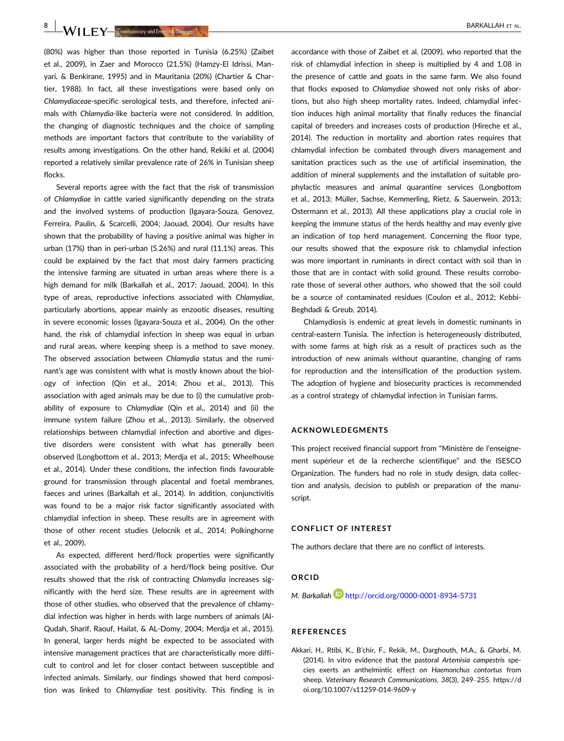(80%) was higher than those reported in Tunisia (6.25%) (Zaibet et al., 2009), in Zaer and Morocco (21.5%) (Hamzy-El Idrissi, Manyari, & Benkirane, 1995) and in Mauritania (20%) (Chartier & Chartier, 1988). In fact, all these investigations were based only on *Chlamydiaceae*-specific serological tests, and therefore, infected animals with *Chlamydia*-like bacteria were not considered. In addition, the changing of diagnostic techniques and the choice of sampling methods are important factors that contribute to the variability of results among investigations. On the other hand, Rekiki et al. (2004) reported a relatively similar prevalence rate of 26% in Tunisian sheep flocks.

Several reports agree with the fact that the risk of transmission of *Chlamydiae* in cattle varied significantly depending on the strata and the involved systems of production (Igayara-Souza, Genovez, Ferreira, Paulin, & Scarcelli, 2004; Jaouad, 2004). Our results have shown that the probability of having a positive animal was higher in urban (17%) than in peri-urban (5.26%) and rural (11.1%) areas. This could be explained by the fact that most dairy farmers practicing the intensive farming are situated in urban areas where there is a high demand for milk (Barkallah et al., 2017; Jaouad, 2004). In this type of areas, reproductive infections associated with *Chlamydiae*, particularly abortions, appear mainly as enzootic diseases, resulting in severe economic losses (Igayara-Souza et al., 2004). On the other hand, the risk of chlamydial infection in sheep was equal in urban and rural areas, where keeping sheep is a method to save money. The observed association between *Chlamydia* status and the ruminant's age was consistent with what is mostly known about the biology of infection (Qin et al., 2014; Zhou et al., 2013). This association with aged animals may be due to (i) the cumulative probability of exposure to *Chlamydiae* (Qin et al., 2014) and (ii) the immune system failure (Zhou et al., 2013). Similarly, the observed relationships between chlamydial infection and abortive and digestive disorders were consistent with what has generally been observed (Longbottom et al., 2013; Merdja et al., 2015; Wheelhouse et al., 2014). Under these conditions, the infection finds favourable ground for transmission through placental and foetal membranes, faeces and urines (Barkallah et al., 2014). In addition, conjunctivitis was found to be a major risk factor significantly associated with chlamydial infection in sheep. These results are in agreement with those of other recent studies (Jelocnik et al., 2014; Polkinghorne et al., 2009).

As expected, different herd/flock properties were significantly associated with the probability of a herd/flock being positive. Our results showed that the risk of contracting *Chlamydia* increases significantly with the herd size. These results are in agreement with those of other studies, who observed that the prevalence of chlamydial infection was higher in herds with large numbers of animals (Al-Qudah, Sharif, Raouf, Hailat, & AL-Domy, 2004; Merdja et al., 2015). In general, larger herds might be expected to be associated with intensive management practices that are characteristically more difficult to control and let for closer contact between susceptible and infected animals. Similarly, our findings showed that herd composition was linked to *Chlamydiae* test positivity. This finding is in accordance with those of Zaibet et al. (2009), who reported that the risk of chlamydial infection in sheep is multiplied by 4 and 1.08 in the presence of cattle and goats in the same farm. We also found that flocks exposed to *Chlamydiae* showed not only risks of abortions, but also high sheep mortality rates. Indeed, chlamydial infection induces high animal mortality that finally reduces the financial capital of breeders and increases costs of production (Hireche et al., 2014). The reduction in mortality and abortion rates requires that chlamydial infection be combated through divers management and sanitation practices such as the use of artificial insemination, the addition of mineral supplements and the installation of suitable prophylactic measures and animal quarantine services (Longbottom et al., 2013; Müller, Sachse, Kemmerling, Rietz, & Sauerwein, 2013; Ostermann et al., 2013). All these applications play a crucial role in keeping the immune status of the herds healthy and may evenly give an indication of top herd management. Concerning the floor type, our results showed that the exposure risk to chlamydial infection was more important in ruminants in direct contact with soil than in those that are in contact with solid ground. These results corroborate those of several other authors, who showed that the soil could be a source of contaminated residues (Coulon et al., 2012; Kebbi-Beghdadi & Greub, 2014).

Chlamydiosis is endemic at great levels in domestic ruminants in central-eastern Tunisia. The infection is heterogeneously distributed, with some farms at high risk as a result of practices such as the introduction of new animals without quarantine, changing of rams for reproduction and the intensification of the production system. The adoption of hygiene and biosecurity practices is recommended as a control strategy of chlamydial infection in Tunisian farms.

## ACKNOWLEDGMENTS

This project received financial support from "Ministère de l'enseignement supérieur et de la recherche scientifique" and the ISESCO Organization. The funders had no role in study design, data collection and analysis, decision to publish or preparation of the manuscript.

## CONFLICT OF INTEREST

The authors declare that there are no conflict of interests.

## ORCID

*M. Barkallah* http://orcid.org/0000-0001-8934-5731

## REFERENCES

Akkari, H., Rtibi, K., B'chir, F., Rekik, M., Darghouth, M.A., & Gharbi, M. (2014). In vitro evidence that the pastoral *Artemisia campestris* species exerts an anthelmintic effect on *Haemonchus contortus* from sheep. *Veterinary Research Communications*, *38*(3), 249–255. https://doi.org/10.1007/s11259-014-9609-y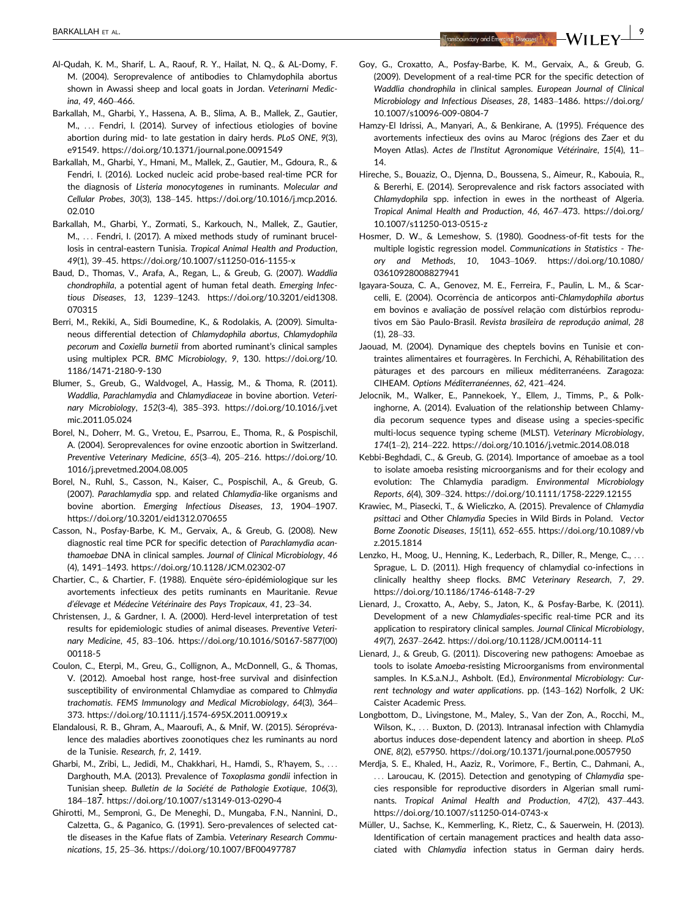Al-Qudah, K. M., Sharif, L. A., Raouf, R. Y., Hailat, N. Q., & AL-Domy, F. M. (2004). Seroprevalence of antibodies to Chlamydophila abortus shown in Awassi sheep and local goats in Jordan. *Veterinarni Medicina*, *49*, 460–466.

Barkallah, M., Gharbi, Y., Hassena, A. B., Slima, A. B., Mallek, Z., Gautier, M., … Fendri, I. (2014). Survey of infectious etiologies of bovine abortion during mid- to late gestation in dairy herds. *PLoS ONE*, *9*(3), e91549. https://doi.org/10.1371/journal.pone.0091549

Barkallah, M., Gharbi, Y., Hmani, M., Mallek, Z., Gautier, M., Gdoura, R., & Fendri, I. (2016). Locked nucleic acid probe-based real-time PCR for the diagnosis of *Listeria monocytogenes* in ruminants. *Molecular and Cellular Probes*, *30*(3), 138–145. https://doi.org/10.1016/j.mcp.2016.02.010

Barkallah, M., Gharbi, Y., Zormati, S., Karkouch, N., Mallek, Z., Gautier, M., … Fendri, I. (2017). A mixed methods study of ruminant brucellosis in central-eastern Tunisia. *Tropical Animal Health and Production*, *49*(1), 39–45. https://doi.org/10.1007/s11250-016-1155-x

Baud, D., Thomas, V., Arafa, A., Regan, L., & Greub, G. (2007). *Waddlia chondrophila*, a potential agent of human fetal death. *Emerging Infectious Diseases*, *13*, 1239–1243. https://doi.org/10.3201/eid1308.070315

Berri, M., Rekiki, A., Sidi Boumedine, K., & Rodolakis, A. (2009). Simultaneous differential detection of *Chlamydophila abortus*, *Chlamydophila pecorum* and *Coxiella burnetii* from aborted ruminant's clinical samples using multiplex PCR. *BMC Microbiology*, *9*, 130. https://doi.org/10.1186/1471-2180-9-130

Blumer, S., Greub, G., Waldvogel, A., Hassig, M., & Thoma, R. (2011). *Waddlia*, *Parachlamydia* and *Chlamydiaceae* in bovine abortion. *Veterinary Microbiology*, *152*(3-4), 385–393. https://doi.org/10.1016/j.vetmic.2011.05.024

Borel, N., Doherr, M. G., Vretou, E., Psarrou, E., Thoma, R., & Pospischil, A. (2004). Seroprevalences for ovine enzootic abortion in Switzerland. *Preventive Veterinary Medicine*, *65*(3–4), 205–216. https://doi.org/10.1016/j.prevetmed.2004.08.005

Borel, N., Ruhl, S., Casson, N., Kaiser, C., Pospischil, A., & Greub, G. (2007). *Parachlamydia* spp. and related *Chlamydia*-like organisms and bovine abortion. *Emerging Infectious Diseases*, *13*, 1904–1907. https://doi.org/10.3201/eid1312.070655

Casson, N., Posfay-Barbe, K. M., Gervaix, A., & Greub, G. (2008). New diagnostic real time PCR for specific detection of *Parachlamydia acanthamoebae* DNA in clinical samples. *Journal of Clinical Microbiology*, *46*(4), 1491–1493. https://doi.org/10.1128/JCM.02302-07

Chartier, C., & Chartier, F. (1988). Enquête séro-épidémiologique sur les avortements infectieux des petits ruminants en Mauritanie. *Revue d'élevage et Médecine Vétérinaire des Pays Tropicaux*, *41*, 23–34.

Christensen, J., & Gardner, I. A. (2000). Herd-level interpretation of test results for epidemiologic studies of animal diseases. *Preventive Veterinary Medicine*, *45*, 83–106. https://doi.org/10.1016/S0167-5877(00)00118-5

Coulon, C., Eterpi, M., Greu, G., Collignon, A., McDonnell, G., & Thomas, V. (2012). Amoebal host range, host-free survival and disinfection susceptibility of environmental Chlamydiae as compared to *Chlmydia trachomatis*. *FEMS Immunology and Medical Microbiology*, *64*(3), 364–373. https://doi.org/10.1111/j.1574-695X.2011.00919.x

Elandalousi, R. B., Ghram, A., Maaroufi, A., & Mnif, W. (2015). Séroprévalence des maladies abortives zoonotiques chez les ruminants au nord de la Tunisie. *Research*, *fr*, *2*, 1419.

Gharbi, M., Zribi, L., Jedidi, M., Chakkhari, H., Hamdi, S., R'hayem, S., … Darghouth, M.A. (2013). Prevalence of *Toxoplasma gondii* infection in Tunisian sheep. *Bulletin de la Société de Pathologie Exotique*, *106*(3), 184–187. https://doi.org/10.1007/s13149-013-0290-4

Ghirotti, M., Semproni, G., De Meneghi, D., Mungaba, F.N., Nannini, D., Calzetta, G., & Paganico, G. (1991). Sero-prevalences of selected cattle diseases in the Kafue flats of Zambia. *Veterinary Research Communications*, *15*, 25–36. https://doi.org/10.1007/BF00497787

Goy, G., Croxatto, A., Posfay-Barbe, K. M., Gervaix, A., & Greub, G. (2009). Development of a real-time PCR for the specific detection of *Waddlia chondrophila* in clinical samples. *European Journal of Clinical Microbiology and Infectious Diseases*, *28*, 1483–1486. https://doi.org/10.1007/s10096-009-0804-7

Hamzy-El Idrissi, A., Manyari, A., & Benkirane, A. (1995). Fréquence des avortements infectieux des ovins au Maroc (régions des Zaer et du Moyen Atlas). *Actes de l'Institut Agronomique Vétérinaire*, *15*(4), 11–14.

Hireche, S., Bouaziz, O., Djenna, D., Boussena, S., Aimeur, R., Kabouia, R., & Bererhi, E. (2014). Seroprevalence and risk factors associated with *Chlamydophila* spp. infection in ewes in the northeast of Algeria. *Tropical Animal Health and Production*, *46*, 467–473. https://doi.org/10.1007/s11250-013-0515-z

Hosmer, D. W., & Lemeshow, S. (1980). Goodness-of-fit tests for the multiple logistic regression model. *Communications in Statistics - Theory and Methods*, *10*, 1043–1069. https://doi.org/10.1080/03610928008827941

Igayara-Souza, C. A., Genovez, M. E., Ferreira, F., Paulin, L. M., & Scarcelli, E. (2004). Ocorrência de anticorpos anti-*Chlamydophila abortus* em bovinos e avaliação de possível relação com distúrbios reprodutivos em São Paulo-Brasil. *Revista brasileira de reprodução animal*, *28*(1), 28–33.

Jaouad, M. (2004). Dynamique des cheptels bovins en Tunisie et contraintes alimentaires et fourragères. In Ferchichi, A, Réhabilitation des pâturages et des parcours en milieux méditerranéens. Zaragoza: CIHEAM. *Options Méditerranéennes*, *62*, 421–424.

Jelocnik, M., Walker, E., Pannekoek, Y., Ellem, J., Timms, P., & Polkinghorne, A. (2014). Evaluation of the relationship between Chlamydia pecorum sequence types and disease using a species-specific multi-locus sequence typing scheme (MLST). *Veterinary Microbiology*, *174*(1–2), 214–222. https://doi.org/10.1016/j.vetmic.2014.08.018

Kebbi-Beghdadi, C., & Greub, G. (2014). Importance of amoebae as a tool to isolate amoeba resisting microorganisms and for their ecology and evolution: The Chlamydia paradigm. *Environmental Microbiology Reports*, *6*(4), 309–324. https://doi.org/10.1111/1758-2229.12155

Krawiec, M., Piasecki, T., & Wieliczko, A. (2015). Prevalence of *Chlamydia psittaci* and Other *Chlamydia* Species in Wild Birds in Poland. *Vector Borne Zoonotic Diseases*, *15*(11), 652–655. https://doi.org/10.1089/vbz.2015.1814

Lenzko, H., Moog, U., Henning, K., Lederbach, R., Diller, R., Menge, C., … Sprague, L. D. (2011). High frequency of chlamydial co-infections in clinically healthy sheep flocks. *BMC Veterinary Research*, *7*, 29. https://doi.org/10.1186/1746-6148-7-29

Lienard, J., Croxatto, A., Aeby, S., Jaton, K., & Posfay-Barbe, K. (2011). Development of a new *Chlamydiales*-specific real-time PCR and its application to respiratory clinical samples. *Journal Clinical Microbiology*, *49*(7), 2637–2642. https://doi.org/10.1128/JCM.00114-11

Lienard, J., & Greub, G. (2011). Discovering new pathogens: Amoebae as tools to isolate *Amoeba*-resisting Microorganisms from environmental samples. In K.S.a.N.J., Ashbolt. (Ed.), *Environmental Microbiology: Current technology and water applications*. pp. (143–162) Norfolk, 2 UK: Caister Academic Press.

Longbottom, D., Livingstone, M., Maley, S., Van der Zon, A., Rocchi, M., Wilson, K., … Buxton, D. (2013). Intranasal infection with Chlamydia abortus induces dose-dependent latency and abortion in sheep. *PLoS ONE*, *8*(2), e57950. https://doi.org/10.1371/journal.pone.0057950

Merdja, S. E., Khaled, H., Aaziz, R., Vorimore, F., Bertin, C., Dahmani, A., … Laroucau, K. (2015). Detection and genotyping of *Chlamydia* species responsible for reproductive disorders in Algerian small ruminants. *Tropical Animal Health and Production*, *47*(2), 437–443. https://doi.org/10.1007/s11250-014-0743-x

Müller, U., Sachse, K., Kemmerling, K., Rietz, C., & Sauerwein, H. (2013). Identification of certain management practices and health data associated with *Chlamydia* infection status in German dairy herds.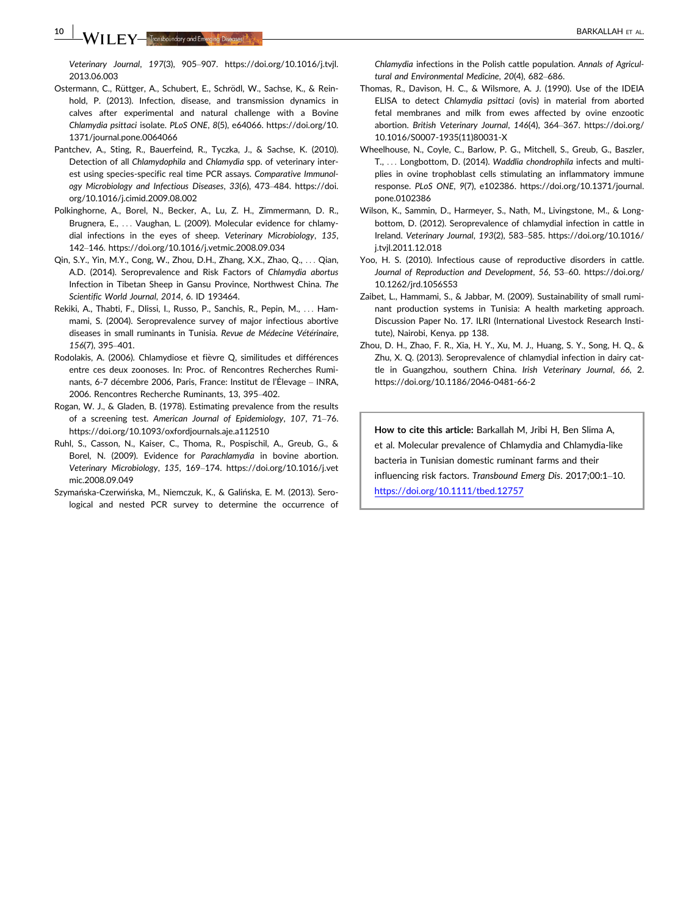*Veterinary Journal*, *197*(3), 905–907. https://doi.org/10.1016/j.tvjl.2013.06.003

Ostermann, C., Rüttger, A., Schubert, E., Schrödl, W., Sachse, K., & Reinhold, P. (2013). Infection, disease, and transmission dynamics in calves after experimental and natural challenge with a Bovine *Chlamydia psittaci* isolate. *PLoS ONE*, *8*(5), e64066. https://doi.org/10.1371/journal.pone.0064066

Pantchev, A., Sting, R., Bauerfeind, R., Tyczka, J., & Sachse, K. (2010). Detection of all *Chlamydophila* and *Chlamydia* spp. of veterinary interest using species-specific real time PCR assays. *Comparative Immunology Microbiology and Infectious Diseases*, *33*(6), 473–484. https://doi.org/10.1016/j.cimid.2009.08.002

Polkinghorne, A., Borel, N., Becker, A., Lu, Z. H., Zimmermann, D. R., Brugnera, E., . . . Vaughan, L. (2009). Molecular evidence for chlamydial infections in the eyes of sheep. *Veterinary Microbiology*, *135*, 142–146. https://doi.org/10.1016/j.vetmic.2008.09.034

Qin, S.Y., Yin, M.Y., Cong, W., Zhou, D.H., Zhang, X.X., Zhao, Q., . . . Qian, A.D. (2014). Seroprevalence and Risk Factors of *Chlamydia abortus* Infection in Tibetan Sheep in Gansu Province, Northwest China. *The Scientific World Journal*, *2014*, 6. ID 193464.

Rekiki, A., Thabti, F., Dlissi, I., Russo, P., Sanchis, R., Pepin, M., . . . Hammami, S. (2004). Seroprevalence survey of major infectious abortive diseases in small ruminants in Tunisia. *Revue de Médecine Vétérinaire*, *156*(7), 395–401.

Rodolakis, A. (2006). Chlamydiose et fièvre Q, similitudes et différences entre ces deux zoonoses. In: Proc. of Rencontres Recherches Ruminants, 6-7 décembre 2006, Paris, France: Institut de l'Élevage – INRA, 2006. Rencontres Recherche Ruminants, 13, 395–402.

Rogan, W. J., & Gladen, B. (1978). Estimating prevalence from the results of a screening test. *American Journal of Epidemiology*, *107*, 71–76. https://doi.org/10.1093/oxfordjournals.aje.a112510

Ruhl, S., Casson, N., Kaiser, C., Thoma, R., Pospischil, A., Greub, G., & Borel, N. (2009). Evidence for *Parachlamydia* in bovine abortion. *Veterinary Microbiology*, *135*, 169–174. https://doi.org/10.1016/j.vetmic.2008.09.049

Szymańska-Czerwińska, M., Niemczuk, K., & Galińska, E. M. (2013). Serological and nested PCR survey to determine the occurrence of *Chlamydia* infections in the Polish cattle population. *Annals of Agricultural and Environmental Medicine*, *20*(4), 682–686.

Thomas, R., Davison, H. C., & Wilsmore, A. J. (1990). Use of the IDEIA ELISA to detect *Chlamydia psittaci* (ovis) in material from aborted fetal membranes and milk from ewes affected by ovine enzootic abortion. *British Veterinary Journal*, *146*(4), 364–367. https://doi.org/10.1016/S0007-1935(11)80031-X

Wheelhouse, N., Coyle, C., Barlow, P. G., Mitchell, S., Greub, G., Baszler, T., . . . Longbottom, D. (2014). *Waddlia chondrophila* infects and multiplies in ovine trophoblast cells stimulating an inflammatory immune response. *PLoS ONE*, *9*(7), e102386. https://doi.org/10.1371/journal.pone.0102386

Wilson, K., Sammin, D., Harmeyer, S., Nath, M., Livingstone, M., & Longbottom, D. (2012). Seroprevalence of chlamydial infection in cattle in Ireland. *Veterinary Journal*, *193*(2), 583–585. https://doi.org/10.1016/j.tvjl.2011.12.018

Yoo, H. S. (2010). Infectious cause of reproductive disorders in cattle. *Journal of Reproduction and Development*, *56*, 53–60. https://doi.org/10.1262/jrd.1056S53

Zaibet, L., Hammami, S., & Jabbar, M. (2009). Sustainability of small ruminant production systems in Tunisia: A health marketing approach. Discussion Paper No. 17. ILRI (International Livestock Research Institute), Nairobi, Kenya. pp 138.

Zhou, D. H., Zhao, F. R., Xia, H. Y., Xu, M. J., Huang, S. Y., Song, H. Q., & Zhu, X. Q. (2013). Seroprevalence of chlamydial infection in dairy cattle in Guangzhou, southern China. *Irish Veterinary Journal*, *66*, 2. https://doi.org/10.1186/2046-0481-66-2

**How to cite this article:** Barkallah M, Jribi H, Ben Slima A, et al. Molecular prevalence of Chlamydia and Chlamydia-like bacteria in Tunisian domestic ruminant farms and their influencing risk factors. *Transbound Emerg Dis*. 2017;00:1–10. https://doi.org/10.1111/tbed.12757